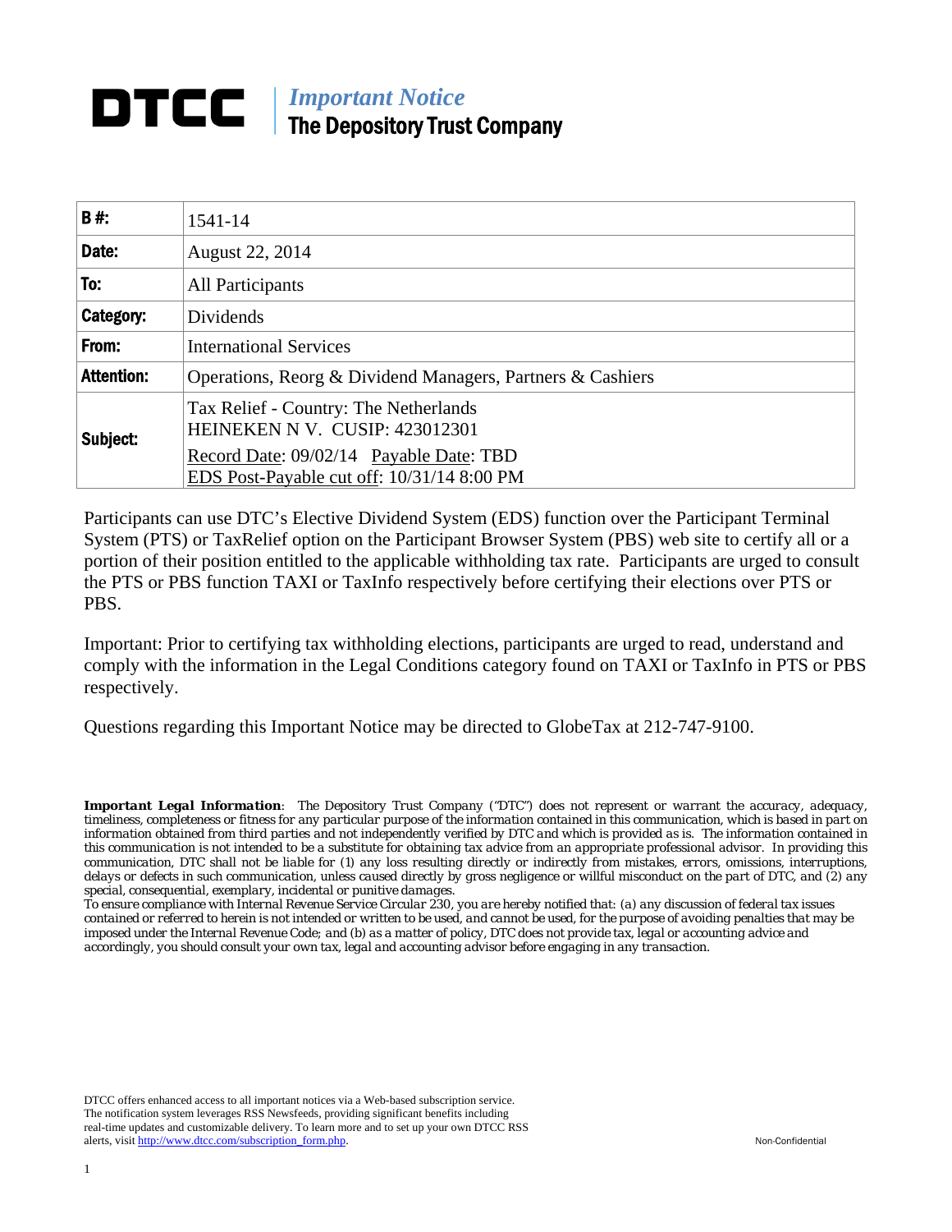# DTCC

*Important Notice*
**The Depository Trust Company**

| **B #:** | 1541-14 |
|---|---|
| **Date:** | August 22, 2014 |
| **To:** | All Participants |
| **Category:** | Dividends |
| **From:** | International Services |
| **Attention:** | Operations, Reorg & Dividend Managers, Partners & Cashiers |
| **Subject:** | Tax Relief - Country: The Netherlands<br>HEINEKEN N V. CUSIP: 423012301<br>Record Date: 09/02/14 Payable Date: TBD<br>EDS Post-Payable cut off: 10/31/14 8:00 PM |

Participants can use DTC's Elective Dividend System (EDS) function over the Participant Terminal System (PTS) or TaxRelief option on the Participant Browser System (PBS) web site to certify all or a portion of their position entitled to the applicable withholding tax rate. Participants are urged to consult the PTS or PBS function TAXI or TaxInfo respectively before certifying their elections over PTS or PBS.

Important: Prior to certifying tax withholding elections, participants are urged to read, understand and comply with the information in the Legal Conditions category found on TAXI or TaxInfo in PTS or PBS respectively.

Questions regarding this Important Notice may be directed to GlobeTax at 212-747-9100.

***Important Legal Information***: *The Depository Trust Company ("DTC") does not represent or warrant the accuracy, adequacy, timeliness, completeness or fitness for any particular purpose of the information contained in this communication, which is based in part on information obtained from third parties and not independently verified by DTC and which is provided as is. The information contained in this communication is not intended to be a substitute for obtaining tax advice from an appropriate professional advisor. In providing this communication, DTC shall not be liable for (1) any loss resulting directly or indirectly from mistakes, errors, omissions, interruptions, delays or defects in such communication, unless caused directly by gross negligence or willful misconduct on the part of DTC, and (2) any special, consequential, exemplary, incidental or punitive damages.*
*To ensure compliance with Internal Revenue Service Circular 230, you are hereby notified that: (a) any discussion of federal tax issues contained or referred to herein is not intended or written to be used, and cannot be used, for the purpose of avoiding penalties that may be imposed under the Internal Revenue Code; and (b) as a matter of policy, DTC does not provide tax, legal or accounting advice and accordingly, you should consult your own tax, legal and accounting advisor before engaging in any transaction.*

DTCC offers enhanced access to all important notices via a Web-based subscription service. The notification system leverages RSS Newsfeeds, providing significant benefits including real-time updates and customizable delivery. To learn more and to set up your own DTCC RSS alerts, visit http://www.dtcc.com/subscription_form.php.

Non-Confidential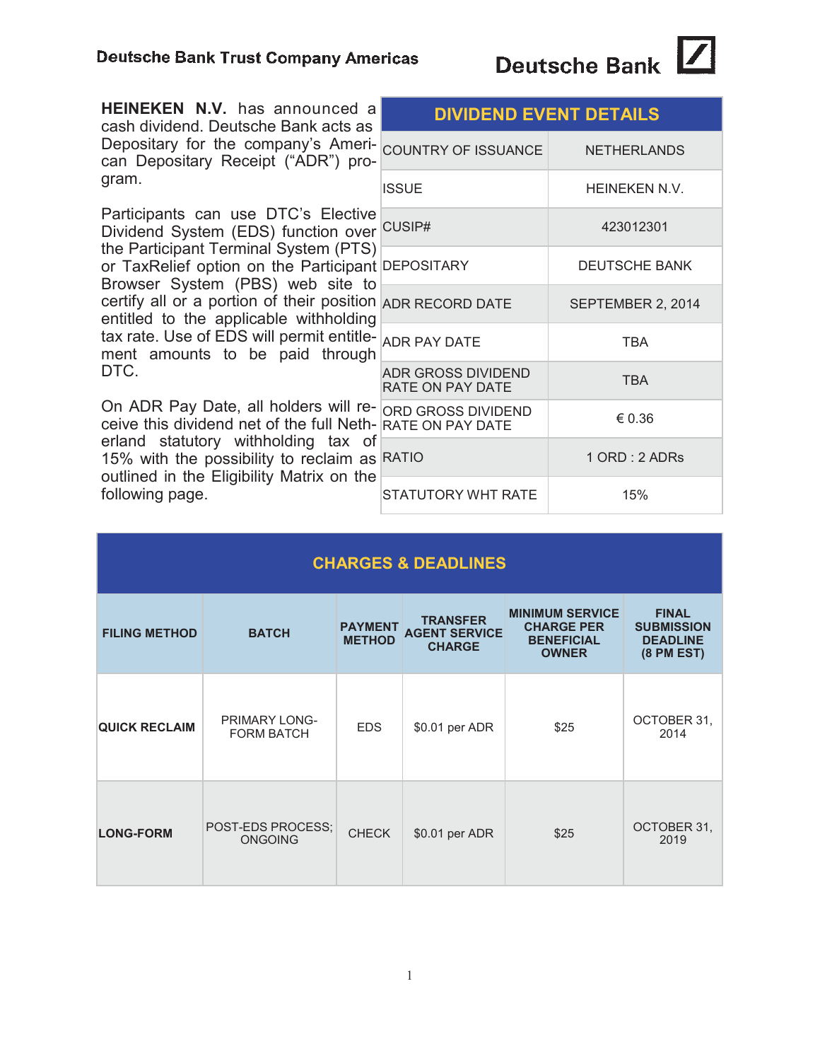Deutsche Bank Trust Company Americas

Deutsche Bank

**HEINEKEN N.V.** has announced a cash dividend. Deutsche Bank acts as Depositary for the company's American Depositary Receipt ("ADR") program.

Participants can use DTC's Elective Dividend System (EDS) function over the Participant Terminal System (PTS) or TaxRelief option on the Participant Browser System (PBS) web site to certify all or a portion of their position entitled to the applicable withholding tax rate. Use of EDS will permit entitlement amounts to be paid through DTC.

On ADR Pay Date, all holders will receive this dividend net of the full Netherland statutory withholding tax of 15% with the possibility to reclaim as outlined in the Eligibility Matrix on the following page.

| DIVIDEND EVENT DETAILS | |
|---|---|
| COUNTRY OF ISSUANCE | NETHERLANDS |
| ISSUE | HEINEKEN N.V. |
| CUSIP# | 423012301 |
| DEPOSITARY | DEUTSCHE BANK |
| ADR RECORD DATE | SEPTEMBER 2, 2014 |
| ADR PAY DATE | TBA |
| ADR GROSS DIVIDEND RATE ON PAY DATE | TBA |
| ORD GROSS DIVIDEND RATE ON PAY DATE | € 0.36 |
| RATIO | 1 ORD : 2 ADRs |
| STATUTORY WHT RATE | 15% |

## CHARGES & DEADLINES

| FILING METHOD | BATCH | PAYMENT METHOD | TRANSFER AGENT SERVICE CHARGE | MINIMUM SERVICE CHARGE PER BENEFICIAL OWNER | FINAL SUBMISSION DEADLINE (8 PM EST) |
|---|---|---|---|---|---|
| **QUICK RECLAIM** | PRIMARY LONG-FORM BATCH | EDS | $0.01 per ADR | $25 | OCTOBER 31, 2014 |
| **LONG-FORM** | POST-EDS PROCESS; ONGOING | CHECK | $0.01 per ADR | $25 | OCTOBER 31, 2019 |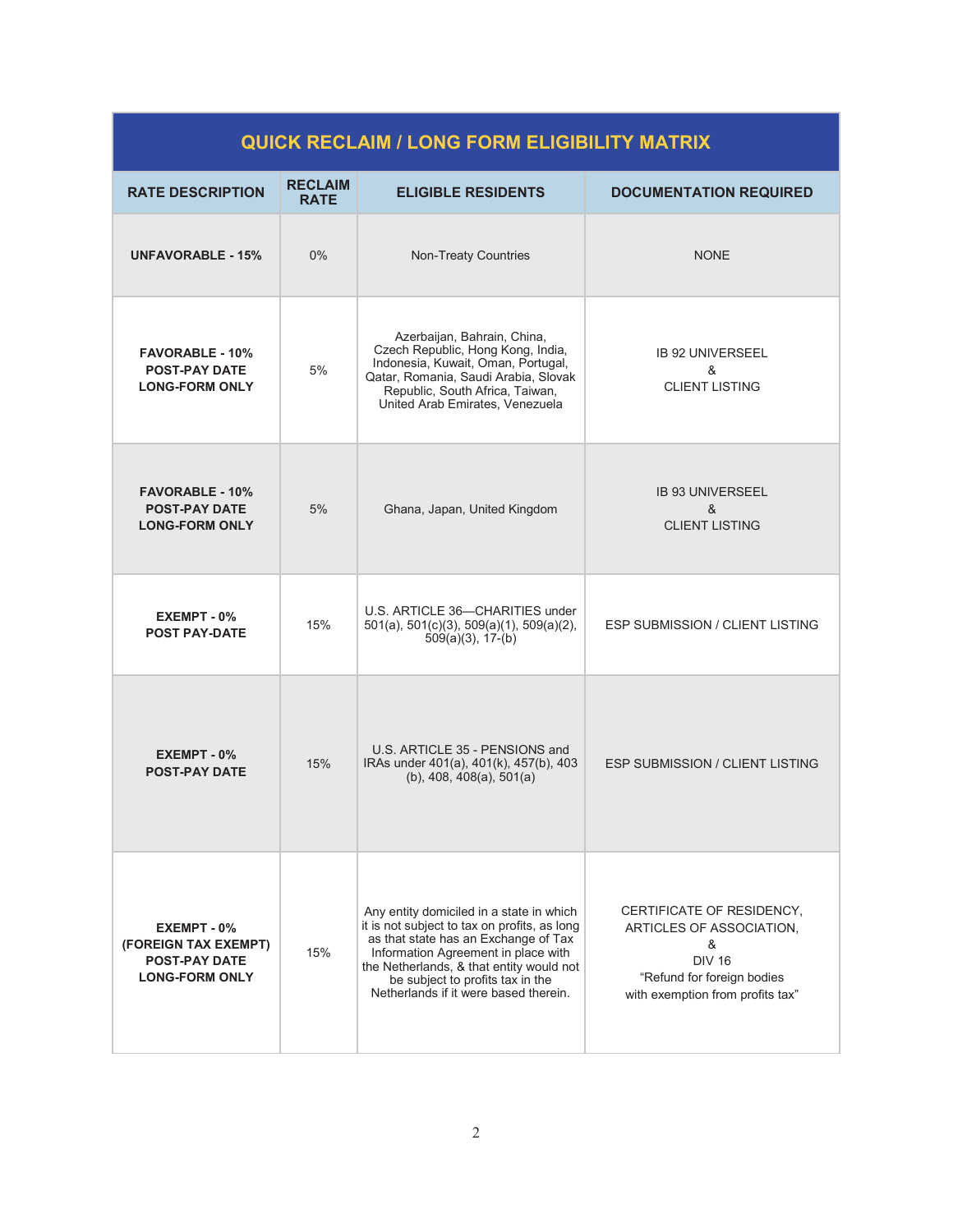| QUICK RECLAIM / LONG FORM ELIGIBILITY MATRIX | | | |
|---|---|---|---|
| **RATE DESCRIPTION** | **RECLAIM RATE** | **ELIGIBLE RESIDENTS** | **DOCUMENTATION REQUIRED** |
| **UNFAVORABLE - 15%** | 0% | Non-Treaty Countries | NONE |
| **FAVORABLE - 10%**<br>**POST-PAY DATE**<br>**LONG-FORM ONLY** | 5% | Azerbaijan, Bahrain, China, Czech Republic, Hong Kong, India, Indonesia, Kuwait, Oman, Portugal, Qatar, Romania, Saudi Arabia, Slovak Republic, South Africa, Taiwan, United Arab Emirates, Venezuela | IB 92 UNIVERSEEL<br>&<br>CLIENT LISTING |
| **FAVORABLE - 10%**<br>**POST-PAY DATE**<br>**LONG-FORM ONLY** | 5% | Ghana, Japan, United Kingdom | IB 93 UNIVERSEEL<br>&<br>CLIENT LISTING |
| **EXEMPT - 0%**<br>**POST PAY-DATE** | 15% | U.S. ARTICLE 36—CHARITIES under 501(a), 501(c)(3), 509(a)(1), 509(a)(2), 509(a)(3), 17-(b) | ESP SUBMISSION / CLIENT LISTING |
| **EXEMPT - 0%**<br>**POST-PAY DATE** | 15% | U.S. ARTICLE 35 - PENSIONS and IRAs under 401(a), 401(k), 457(b), 403 (b), 408, 408(a), 501(a) | ESP SUBMISSION / CLIENT LISTING |
| **EXEMPT - 0%**<br>**(FOREIGN TAX EXEMPT)**<br>**POST-PAY DATE**<br>**LONG-FORM ONLY** | 15% | Any entity domiciled in a state in which it is not subject to tax on profits, as long as that state has an Exchange of Tax Information Agreement in place with the Netherlands, & that entity would not be subject to profits tax in the Netherlands if it were based therein. | CERTIFICATE OF RESIDENCY,<br>ARTICLES OF ASSOCIATION,<br>&<br>DIV 16<br>"Refund for foreign bodies with exemption from profits tax" |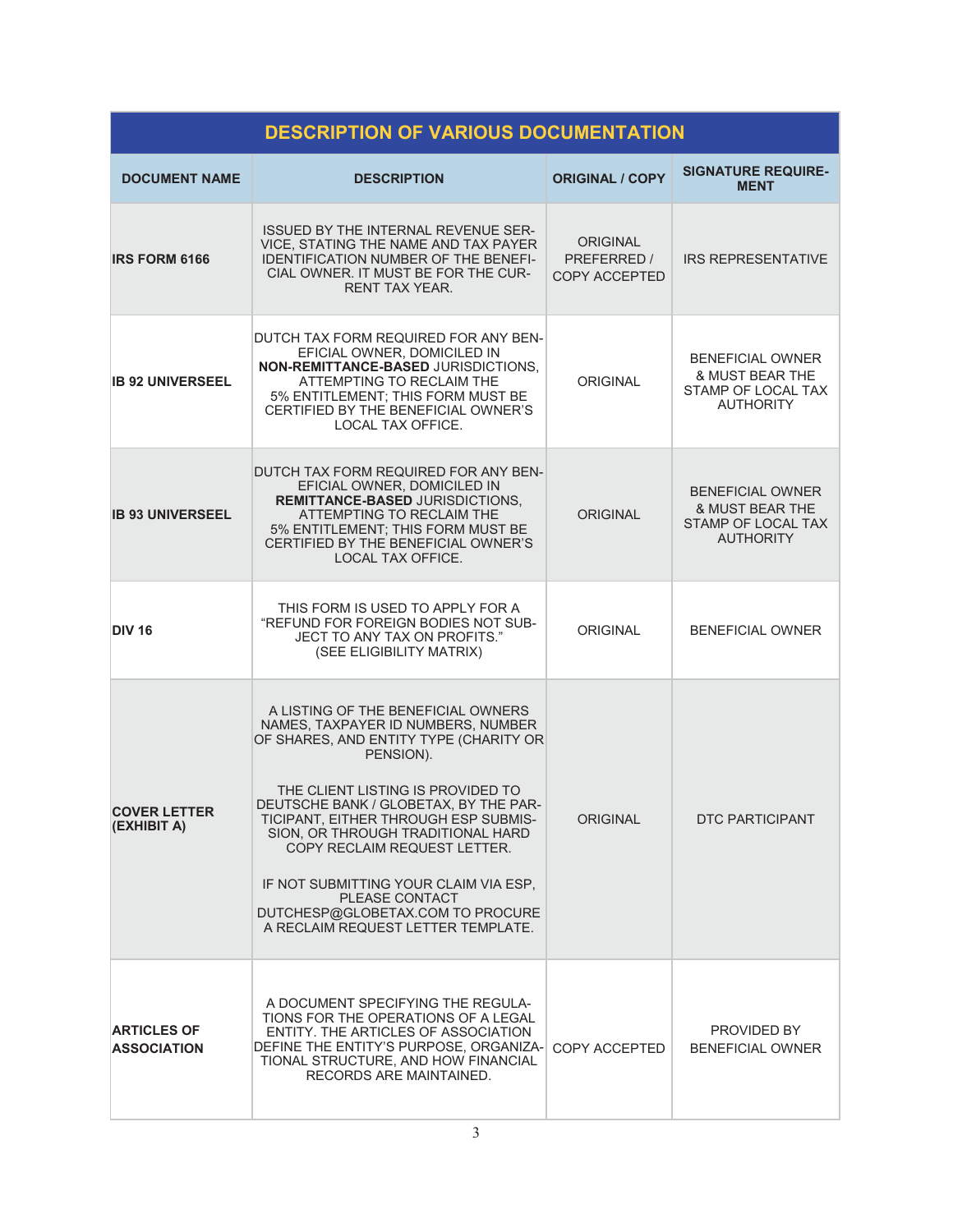| DESCRIPTION OF VARIOUS DOCUMENTATION | | | |
|---|---|---|---|
| **DOCUMENT NAME** | **DESCRIPTION** | **ORIGINAL / COPY** | **SIGNATURE REQUIREMENT** |
| **IRS FORM 6166** | ISSUED BY THE INTERNAL REVENUE SERVICE, STATING THE NAME AND TAX PAYER IDENTIFICATION NUMBER OF THE BENEFICIAL OWNER. IT MUST BE FOR THE CURRENT TAX YEAR. | ORIGINAL PREFERRED / COPY ACCEPTED | IRS REPRESENTATIVE |
| **IB 92 UNIVERSEEL** | DUTCH TAX FORM REQUIRED FOR ANY BENEFICIAL OWNER, DOMICILED IN **NON-REMITTANCE-BASED** JURISDICTIONS, ATTEMPTING TO RECLAIM THE 5% ENTITLEMENT; THIS FORM MUST BE CERTIFIED BY THE BENEFICIAL OWNER'S LOCAL TAX OFFICE. | ORIGINAL | BENEFICIAL OWNER & MUST BEAR THE STAMP OF LOCAL TAX AUTHORITY |
| **IB 93 UNIVERSEEL** | DUTCH TAX FORM REQUIRED FOR ANY BENEFICIAL OWNER, DOMICILED IN **REMITTANCE-BASED** JURISDICTIONS, ATTEMPTING TO RECLAIM THE 5% ENTITLEMENT; THIS FORM MUST BE CERTIFIED BY THE BENEFICIAL OWNER'S LOCAL TAX OFFICE. | ORIGINAL | BENEFICIAL OWNER & MUST BEAR THE STAMP OF LOCAL TAX AUTHORITY |
| **DIV 16** | THIS FORM IS USED TO APPLY FOR A "REFUND FOR FOREIGN BODIES NOT SUBJECT TO ANY TAX ON PROFITS." (SEE ELIGIBILITY MATRIX) | ORIGINAL | BENEFICIAL OWNER |
| **COVER LETTER (EXHIBIT A)** | A LISTING OF THE BENEFICIAL OWNERS NAMES, TAXPAYER ID NUMBERS, NUMBER OF SHARES, AND ENTITY TYPE (CHARITY OR PENSION).<br><br>THE CLIENT LISTING IS PROVIDED TO DEUTSCHE BANK / GLOBETAX, BY THE PARTICIPANT, EITHER THROUGH ESP SUBMISSION, OR THROUGH TRADITIONAL HARD COPY RECLAIM REQUEST LETTER.<br><br>IF NOT SUBMITTING YOUR CLAIM VIA ESP, PLEASE CONTACT DUTCHESP@GLOBETAX.COM TO PROCURE A RECLAIM REQUEST LETTER TEMPLATE. | ORIGINAL | DTC PARTICIPANT |
| **ARTICLES OF ASSOCIATION** | A DOCUMENT SPECIFYING THE REGULATIONS FOR THE OPERATIONS OF A LEGAL ENTITY. THE ARTICLES OF ASSOCIATION DEFINE THE ENTITY'S PURPOSE, ORGANIZATIONAL STRUCTURE, AND HOW FINANCIAL RECORDS ARE MAINTAINED. | COPY ACCEPTED | PROVIDED BY BENEFICIAL OWNER |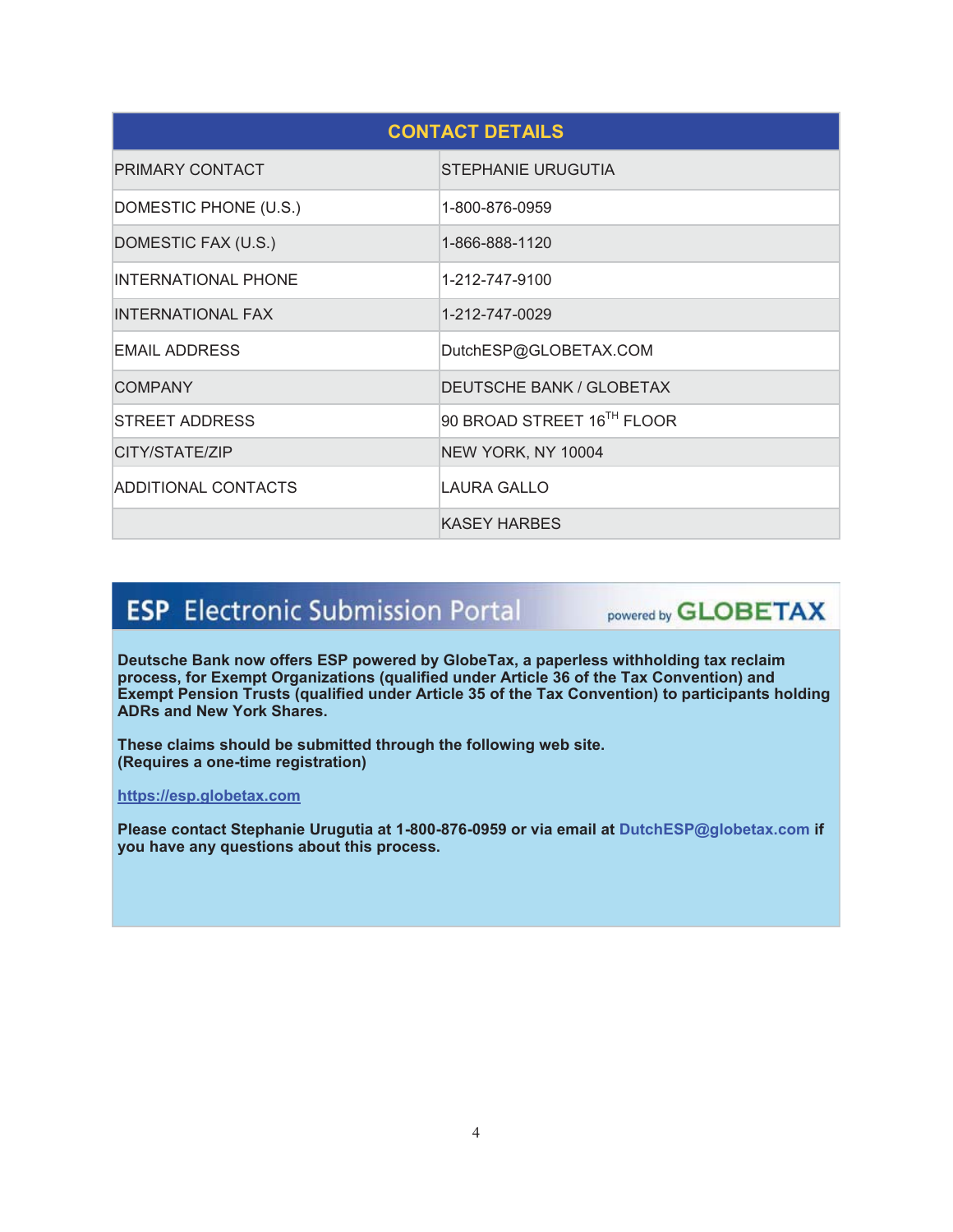| CONTACT DETAILS | |
|---|---|
| PRIMARY CONTACT | STEPHANIE URUGUTIA |
| DOMESTIC PHONE (U.S.) | 1-800-876-0959 |
| DOMESTIC FAX (U.S.) | 1-866-888-1120 |
| INTERNATIONAL PHONE | 1-212-747-9100 |
| INTERNATIONAL FAX | 1-212-747-0029 |
| EMAIL ADDRESS | DutchESP@GLOBETAX.COM |
| COMPANY | DEUTSCHE BANK / GLOBETAX |
| STREET ADDRESS | 90 BROAD STREET 16TH FLOOR |
| CITY/STATE/ZIP | NEW YORK, NY 10004 |
| ADDITIONAL CONTACTS | LAURA GALLO |
| | KASEY HARBES |

## ESP Electronic Submission Portal

powered by GLOBETAX

**Deutsche Bank now offers ESP powered by GlobeTax, a paperless withholding tax reclaim process, for Exempt Organizations (qualified under Article 36 of the Tax Convention) and Exempt Pension Trusts (qualified under Article 35 of the Tax Convention) to participants holding ADRs and New York Shares.**

**These claims should be submitted through the following web site.**
**(Requires a one-time registration)**

**https://esp.globetax.com**

**Please contact Stephanie Urugutia at 1-800-876-0959 or via email at DutchESP@globetax.com if you have any questions about this process.**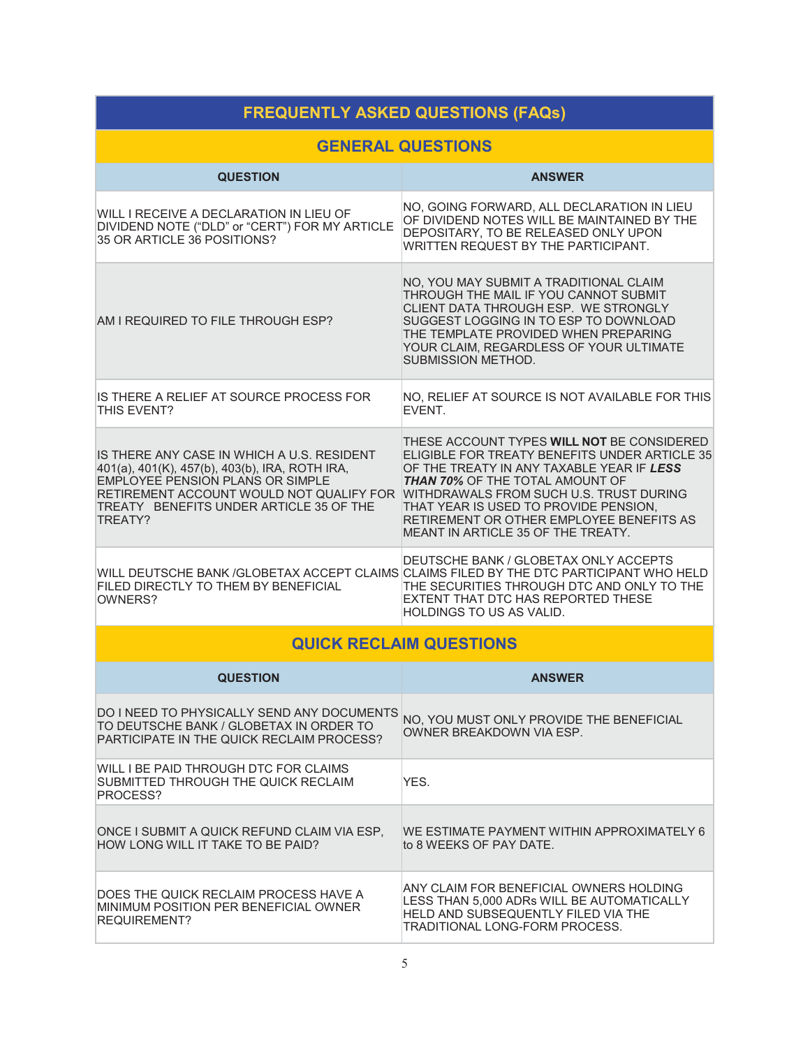# FREQUENTLY ASKED QUESTIONS (FAQs)

## GENERAL QUESTIONS

| QUESTION | ANSWER |
|---|---|
| WILL I RECEIVE A DECLARATION IN LIEU OF DIVIDEND NOTE ("DLD" or "CERT") FOR MY ARTICLE 35 OR ARTICLE 36 POSITIONS? | NO, GOING FORWARD, ALL DECLARATION IN LIEU OF DIVIDEND NOTES WILL BE MAINTAINED BY THE DEPOSITARY, TO BE RELEASED ONLY UPON WRITTEN REQUEST BY THE PARTICIPANT. |
| AM I REQUIRED TO FILE THROUGH ESP? | NO, YOU MAY SUBMIT A TRADITIONAL CLAIM THROUGH THE MAIL IF YOU CANNOT SUBMIT CLIENT DATA THROUGH ESP. WE STRONGLY SUGGEST LOGGING IN TO ESP TO DOWNLOAD THE TEMPLATE PROVIDED WHEN PREPARING YOUR CLAIM, REGARDLESS OF YOUR ULTIMATE SUBMISSION METHOD. |
| IS THERE A RELIEF AT SOURCE PROCESS FOR THIS EVENT? | NO, RELIEF AT SOURCE IS NOT AVAILABLE FOR THIS EVENT. |
| IS THERE ANY CASE IN WHICH A U.S. RESIDENT 401(a), 401(K), 457(b), 403(b), IRA, ROTH IRA, EMPLOYEE PENSION PLANS OR SIMPLE RETIREMENT ACCOUNT WOULD NOT QUALIFY FOR TREATY BENEFITS UNDER ARTICLE 35 OF THE TREATY? | THESE ACCOUNT TYPES **WILL NOT** BE CONSIDERED ELIGIBLE FOR TREATY BENEFITS UNDER ARTICLE 35 OF THE TREATY IN ANY TAXABLE YEAR IF ***LESS THAN 70%*** OF THE TOTAL AMOUNT OF WITHDRAWALS FROM SUCH U.S. TRUST DURING THAT YEAR IS USED TO PROVIDE PENSION, RETIREMENT OR OTHER EMPLOYEE BENEFITS AS MEANT IN ARTICLE 35 OF THE TREATY. |
| WILL DEUTSCHE BANK /GLOBETAX ACCEPT CLAIMS FILED DIRECTLY TO THEM BY BENEFICIAL OWNERS? | DEUTSCHE BANK / GLOBETAX ONLY ACCEPTS CLAIMS FILED BY THE DTC PARTICIPANT WHO HELD THE SECURITIES THROUGH DTC AND ONLY TO THE EXTENT THAT DTC HAS REPORTED THESE HOLDINGS TO US AS VALID. |

## QUICK RECLAIM QUESTIONS

| QUESTION | ANSWER |
|---|---|
| DO I NEED TO PHYSICALLY SEND ANY DOCUMENTS TO DEUTSCHE BANK / GLOBETAX IN ORDER TO PARTICIPATE IN THE QUICK RECLAIM PROCESS? | NO, YOU MUST ONLY PROVIDE THE BENEFICIAL OWNER BREAKDOWN VIA ESP. |
| WILL I BE PAID THROUGH DTC FOR CLAIMS SUBMITTED THROUGH THE QUICK RECLAIM PROCESS? | YES. |
| ONCE I SUBMIT A QUICK REFUND CLAIM VIA ESP, HOW LONG WILL IT TAKE TO BE PAID? | WE ESTIMATE PAYMENT WITHIN APPROXIMATELY 6 to 8 WEEKS OF PAY DATE. |
| DOES THE QUICK RECLAIM PROCESS HAVE A MINIMUM POSITION PER BENEFICIAL OWNER REQUIREMENT? | ANY CLAIM FOR BENEFICIAL OWNERS HOLDING LESS THAN 5,000 ADRs WILL BE AUTOMATICALLY HELD AND SUBSEQUENTLY FILED VIA THE TRADITIONAL LONG-FORM PROCESS. |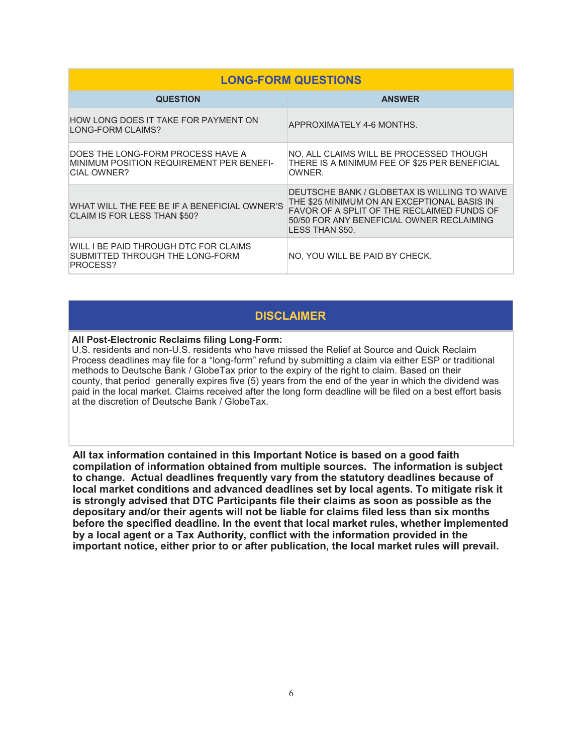## LONG-FORM QUESTIONS

| QUESTION | ANSWER |
|---|---|
| HOW LONG DOES IT TAKE FOR PAYMENT ON LONG-FORM CLAIMS? | APPROXIMATELY 4-6 MONTHS. |
| DOES THE LONG-FORM PROCESS HAVE A MINIMUM POSITION REQUIREMENT PER BENEFICIAL OWNER? | NO, ALL CLAIMS WILL BE PROCESSED THOUGH THERE IS A MINIMUM FEE OF $25 PER BENEFICIAL OWNER. |
| WHAT WILL THE FEE BE IF A BENEFICIAL OWNER'S CLAIM IS FOR LESS THAN $50? | DEUTSCHE BANK / GLOBETAX IS WILLING TO WAIVE THE $25 MINIMUM ON AN EXCEPTIONAL BASIS IN FAVOR OF A SPLIT OF THE RECLAIMED FUNDS OF 50/50 FOR ANY BENEFICIAL OWNER RECLAIMING LESS THAN $50. |
| WILL I BE PAID THROUGH DTC FOR CLAIMS SUBMITTED THROUGH THE LONG-FORM PROCESS? | NO, YOU WILL BE PAID BY CHECK. |

## DISCLAIMER

**All Post-Electronic Reclaims filing Long-Form:**
U.S. residents and non-U.S. residents who have missed the Relief at Source and Quick Reclaim Process deadlines may file for a "long-form" refund by submitting a claim via either ESP or traditional methods to Deutsche Bank / GlobeTax prior to the expiry of the right to claim. Based on their county, that period generally expires five (5) years from the end of the year in which the dividend was paid in the local market. Claims received after the long form deadline will be filed on a best effort basis at the discretion of Deutsche Bank / GlobeTax.

**All tax information contained in this Important Notice is based on a good faith compilation of information obtained from multiple sources. The information is subject to change. Actual deadlines frequently vary from the statutory deadlines because of local market conditions and advanced deadlines set by local agents. To mitigate risk it is strongly advised that DTC Participants file their claims as soon as possible as the depositary and/or their agents will not be liable for claims filed less than six months before the specified deadline. In the event that local market rules, whether implemented by a local agent or a Tax Authority, conflict with the information provided in the important notice, either prior to or after publication, the local market rules will prevail.**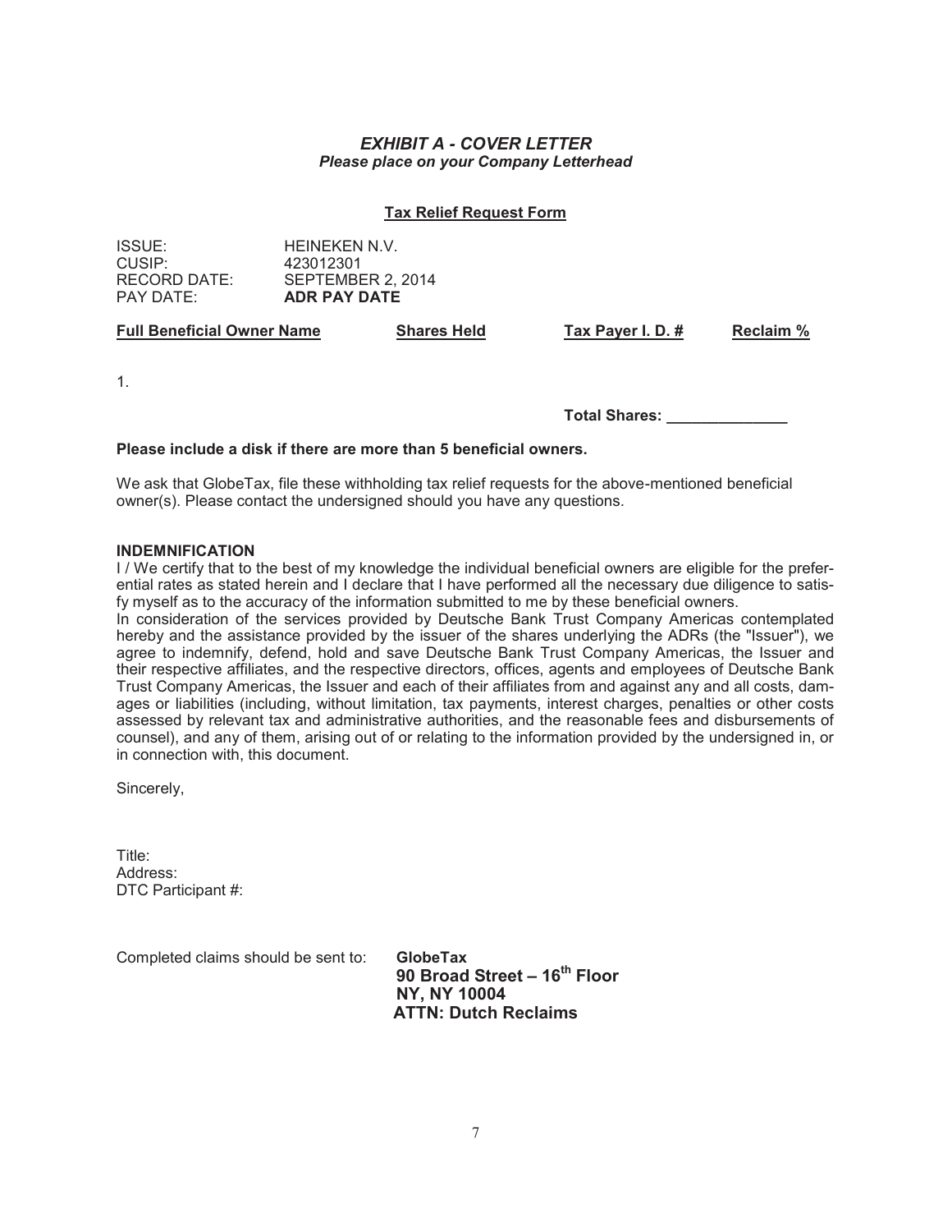# *EXHIBIT A - COVER LETTER*

***Please place on your Company Letterhead***

**Tax Relief Request Form**

ISSUE: HEINEKEN N.V.
CUSIP: 423012301
RECORD DATE: SEPTEMBER 2, 2014
PAY DATE: **ADR PAY DATE**

| Full Beneficial Owner Name | Shares Held | Tax Payer I. D. # | Reclaim % |
|---|---|---|---|
| 1. | | | |

**Total Shares: ______________**

**Please include a disk if there are more than 5 beneficial owners.**

We ask that GlobeTax, file these withholding tax relief requests for the above-mentioned beneficial owner(s). Please contact the undersigned should you have any questions.

**INDEMNIFICATION**

I / We certify that to the best of my knowledge the individual beneficial owners are eligible for the preferential rates as stated herein and I declare that I have performed all the necessary due diligence to satisfy myself as to the accuracy of the information submitted to me by these beneficial owners.

In consideration of the services provided by Deutsche Bank Trust Company Americas contemplated hereby and the assistance provided by the issuer of the shares underlying the ADRs (the "Issuer"), we agree to indemnify, defend, hold and save Deutsche Bank Trust Company Americas, the Issuer and their respective affiliates, and the respective directors, offices, agents and employees of Deutsche Bank Trust Company Americas, the Issuer and each of their affiliates from and against any and all costs, damages or liabilities (including, without limitation, tax payments, interest charges, penalties or other costs assessed by relevant tax and administrative authorities, and the reasonable fees and disbursements of counsel), and any of them, arising out of or relating to the information provided by the undersigned in, or in connection with, this document.

Sincerely,

Title:
Address:
DTC Participant #:

Completed claims should be sent to:

**GlobeTax**
**90 Broad Street – 16th Floor**
**NY, NY 10004**
**ATTN: Dutch Reclaims**